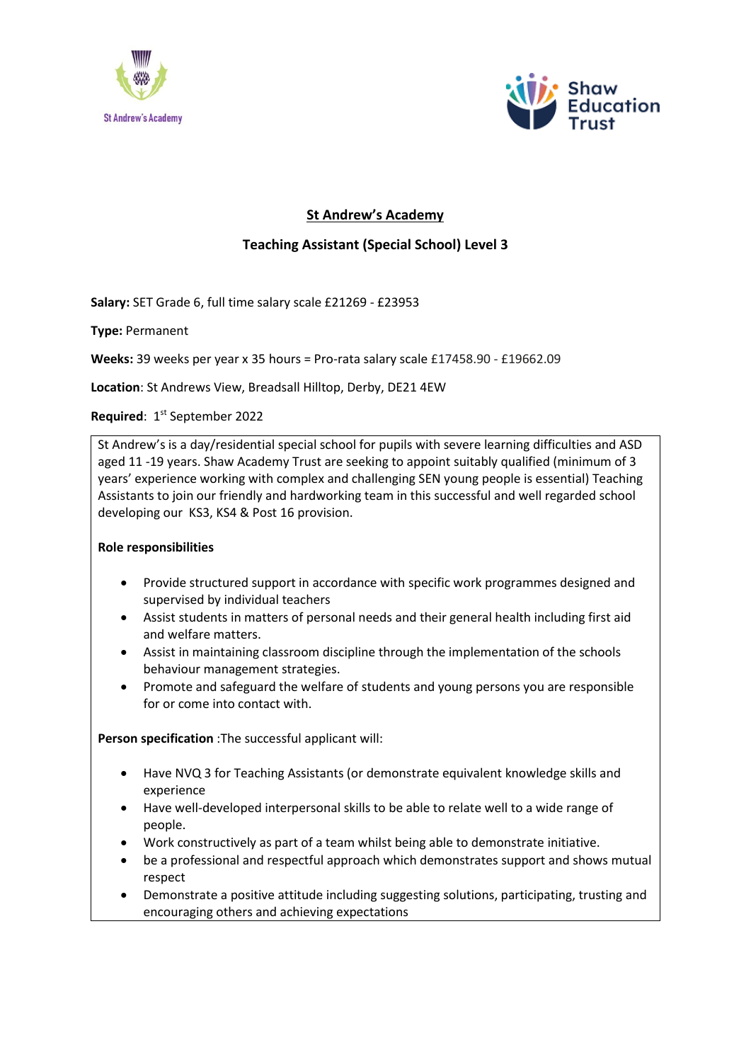St Andrew's Academy

Shaw Education Trust

# St Andrew's Academy

## Teaching Assistant (Special School) Level 3

**Salary:** SET Grade 6, full time salary scale £21269 - £23953

**Type:** Permanent

**Weeks:** 39 weeks per year x 35 hours = Pro-rata salary scale £17458.90 - £19662.09

**Location**: St Andrews View, Breadsall Hilltop, Derby, DE21 4EW

**Required**: 1st September 2022

St Andrew's is a day/residential special school for pupils with severe learning difficulties and ASD aged 11 -19 years. Shaw Academy Trust are seeking to appoint suitably qualified (minimum of 3 years' experience working with complex and challenging SEN young people is essential) Teaching Assistants to join our friendly and hardworking team in this successful and well regarded school developing our KS3, KS4 & Post 16 provision.

**Role responsibilities**

- Provide structured support in accordance with specific work programmes designed and supervised by individual teachers
- Assist students in matters of personal needs and their general health including first aid and welfare matters.
- Assist in maintaining classroom discipline through the implementation of the schools behaviour management strategies.
- Promote and safeguard the welfare of students and young persons you are responsible for or come into contact with.

**Person specification** :The successful applicant will:

- Have NVQ 3 for Teaching Assistants (or demonstrate equivalent knowledge skills and experience
- Have well-developed interpersonal skills to be able to relate well to a wide range of people.
- Work constructively as part of a team whilst being able to demonstrate initiative.
- be a professional and respectful approach which demonstrates support and shows mutual respect
- Demonstrate a positive attitude including suggesting solutions, participating, trusting and encouraging others and achieving expectations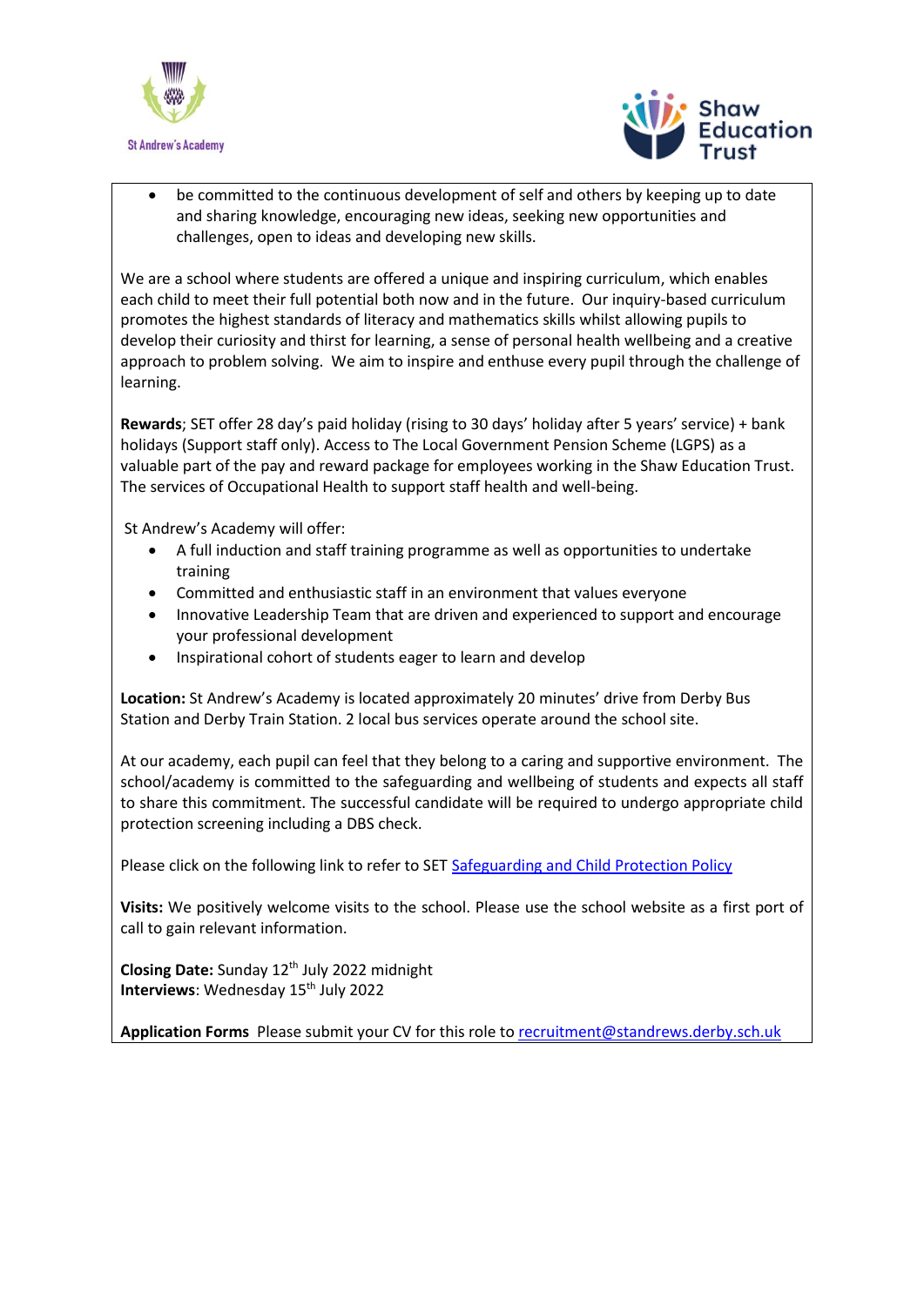- be committed to the continuous development of self and others by keeping up to date and sharing knowledge, encouraging new ideas, seeking new opportunities and challenges, open to ideas and developing new skills.

We are a school where students are offered a unique and inspiring curriculum, which enables each child to meet their full potential both now and in the future. Our inquiry-based curriculum promotes the highest standards of literacy and mathematics skills whilst allowing pupils to develop their curiosity and thirst for learning, a sense of personal health wellbeing and a creative approach to problem solving. We aim to inspire and enthuse every pupil through the challenge of learning.

**Rewards**; SET offer 28 day's paid holiday (rising to 30 days' holiday after 5 years' service) + bank holidays (Support staff only). Access to The Local Government Pension Scheme (LGPS) as a valuable part of the pay and reward package for employees working in the Shaw Education Trust. The services of Occupational Health to support staff health and well-being.

St Andrew's Academy will offer:

- A full induction and staff training programme as well as opportunities to undertake training
- Committed and enthusiastic staff in an environment that values everyone
- Innovative Leadership Team that are driven and experienced to support and encourage your professional development
- Inspirational cohort of students eager to learn and develop

**Location:** St Andrew's Academy is located approximately 20 minutes' drive from Derby Bus Station and Derby Train Station. 2 local bus services operate around the school site.

At our academy, each pupil can feel that they belong to a caring and supportive environment. The school/academy is committed to the safeguarding and wellbeing of students and expects all staff to share this commitment. The successful candidate will be required to undergo appropriate child protection screening including a DBS check.

Please click on the following link to refer to SET Safeguarding and Child Protection Policy

**Visits:** We positively welcome visits to the school. Please use the school website as a first port of call to gain relevant information.

**Closing Date:** Sunday 12th July 2022 midnight
**Interviews**: Wednesday 15th July 2022

**Application Forms** Please submit your CV for this role to recruitment@standrews.derby.sch.uk